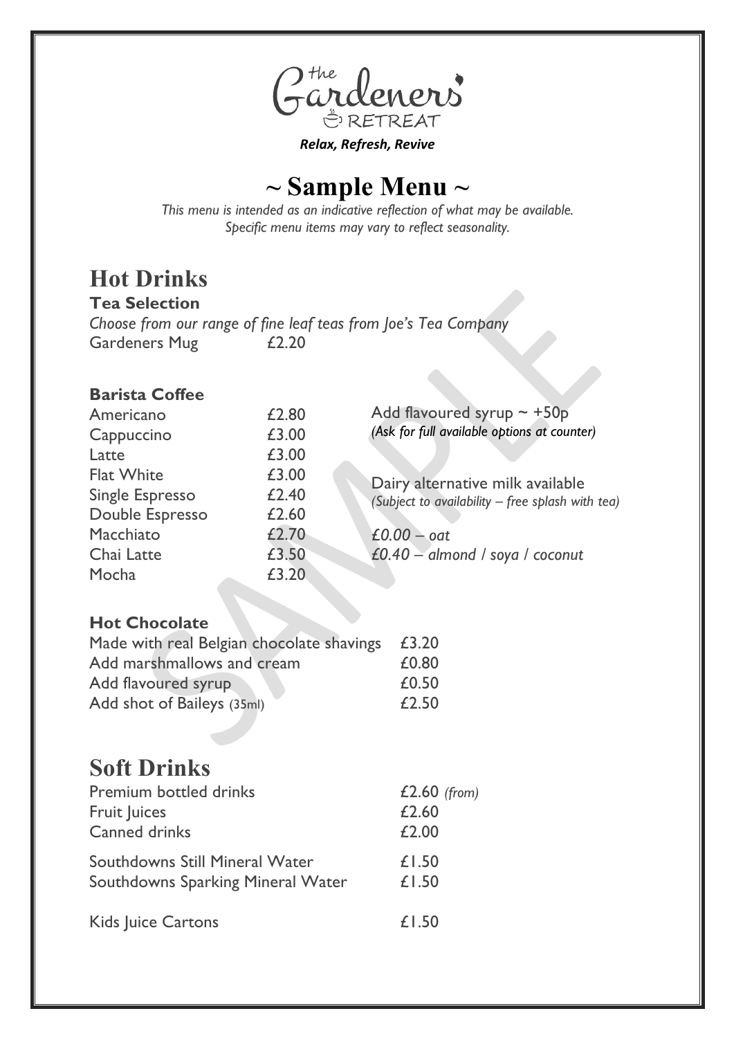the Gardeners' RETREAT

***Relax, Refresh, Revive***

# ~ Sample Menu ~

*This menu is intended as an indicative reflection of what may be available.*
*Specific menu items may vary to reflect seasonality.*

## Hot Drinks

**Tea Selection**

*Choose from our range of fine leaf teas from Joe's Tea Company*

Gardeners Mug £2.20

**Barista Coffee**

| | |
|---|---|
| Americano | £2.80 |
| Cappuccino | £3.00 |
| Latte | £3.00 |
| Flat White | £3.00 |
| Single Espresso | £2.40 |
| Double Espresso | £2.60 |
| Macchiato | £2.70 |
| Chai Latte | £3.50 |
| Mocha | £3.20 |

Add flavoured syrup ~ +50p
*(Ask for full available options at counter)*

Dairy alternative milk available
*(Subject to availability – free splash with tea)*

*£0.00 – oat*
*£0.40 – almond / soya / coconut*

**Hot Chocolate**

| | |
|---|---|
| Made with real Belgian chocolate shavings | £3.20 |
| Add marshmallows and cream | £0.80 |
| Add flavoured syrup | £0.50 |
| Add shot of Baileys (35ml) | £2.50 |

## Soft Drinks

| | |
|---|---|
| Premium bottled drinks | £2.60 *(from)* |
| Fruit Juices | £2.60 |
| Canned drinks | £2.00 |
| Southdowns Still Mineral Water | £1.50 |
| Southdowns Sparking Mineral Water | £1.50 |
| Kids Juice Cartons | £1.50 |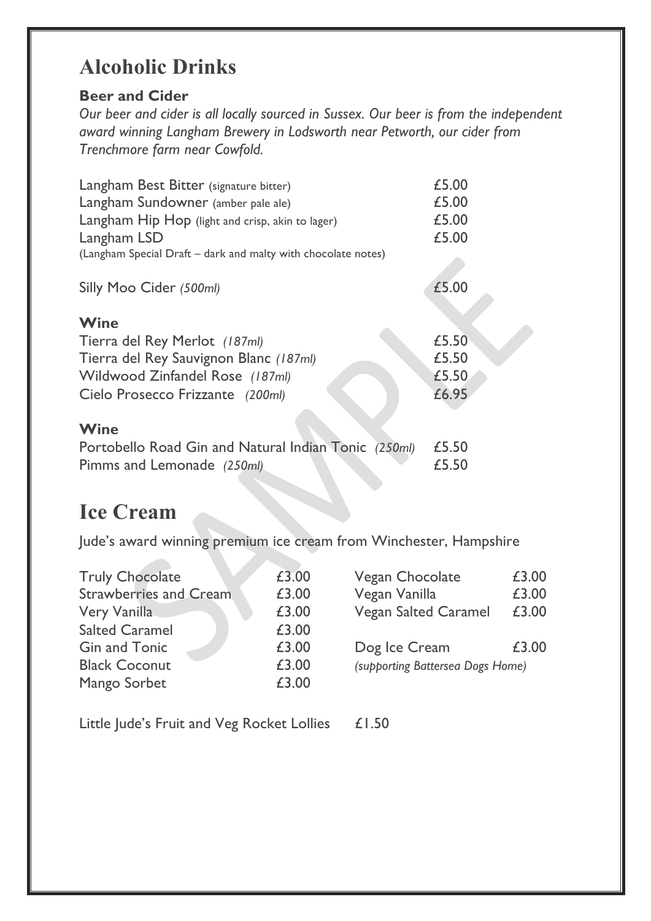# Alcoholic Drinks

### Beer and Cider

*Our beer and cider is all locally sourced in Sussex. Our beer is from the independent award winning Langham Brewery in Lodsworth near Petworth, our cider from Trenchmore farm near Cowfold.*

| | |
|---|---|
| Langham Best Bitter (signature bitter) | £5.00 |
| Langham Sundowner (amber pale ale) | £5.00 |
| Langham Hip Hop (light and crisp, akin to lager) | £5.00 |
| Langham LSD (Langham Special Draft – dark and malty with chocolate notes) | £5.00 |
| Silly Moo Cider *(500ml)* | £5.00 |

### Wine

| | |
|---|---|
| Tierra del Rey Merlot *(187ml)* | £5.50 |
| Tierra del Rey Sauvignon Blanc *(187ml)* | £5.50 |
| Wildwood Zinfandel Rose *(187ml)* | £5.50 |
| Cielo Prosecco Frizzante *(200ml)* | £6.95 |

### Wine

| | |
|---|---|
| Portobello Road Gin and Natural Indian Tonic *(250ml)* | £5.50 |
| Pimms and Lemonade *(250ml)* | £5.50 |

# Ice Cream

Jude's award winning premium ice cream from Winchester, Hampshire

| | |
|---|---|
| Truly Chocolate | £3.00 |
| Strawberries and Cream | £3.00 |
| Very Vanilla | £3.00 |
| Salted Caramel | £3.00 |
| Gin and Tonic | £3.00 |
| Black Coconut | £3.00 |
| Mango Sorbet | £3.00 |
| Vegan Chocolate | £3.00 |
| Vegan Vanilla | £3.00 |
| Vegan Salted Caramel | £3.00 |
| Dog Ice Cream *(supporting Battersea Dogs Home)* | £3.00 |

Little Jude's Fruit and Veg Rocket Lollies £1.50